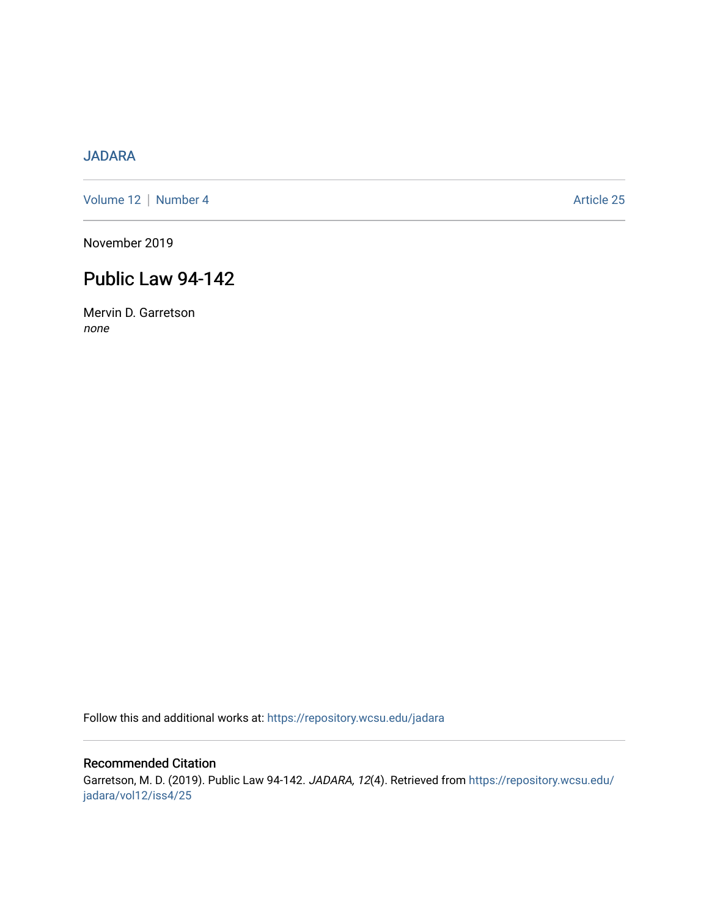JADARA

Volume 12 | Number 4 Article 25

November 2019

# Public Law 94-142

Mervin D. Garretson
*none*

Follow this and additional works at: https://repository.wcsu.edu/jadara

## Recommended Citation

Garretson, M. D. (2019). Public Law 94-142. *JADARA, 12*(4). Retrieved from https://repository.wcsu.edu/jadara/vol12/iss4/25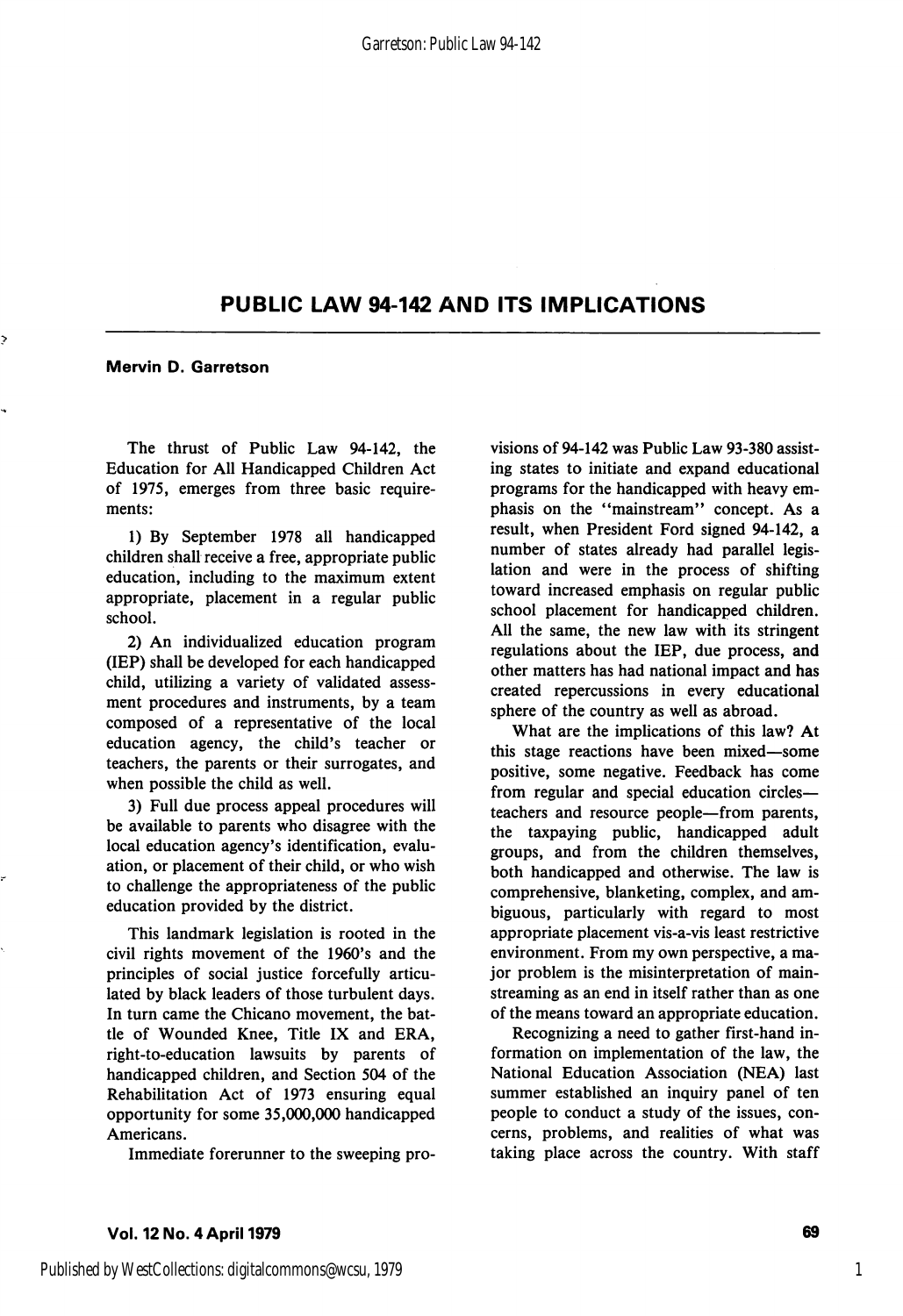# PUBLIC LAW 94-142 AND ITS IMPLICATIONS

**Mervin D. Garretson**

The thrust of Public Law 94-142, the Education for All Handicapped Children Act of 1975, emerges from three basic requirements:

1) By September 1978 all handicapped children shall receive a free, appropriate public education, including to the maximum extent appropriate, placement in a regular public school.

2) An individualized education program (IEP) shall be developed for each handicapped child, utilizing a variety of validated assessment procedures and instruments, by a team composed of a representative of the local education agency, the child's teacher or teachers, the parents or their surrogates, and when possible the child as well.

3) Full due process appeal procedures will be available to parents who disagree with the local education agency's identification, evaluation, or placement of their child, or who wish to challenge the appropriateness of the public education provided by the district.

This landmark legislation is rooted in the civil rights movement of the 1960's and the principles of social justice forcefully articulated by black leaders of those turbulent days. In turn came the Chicano movement, the battle of Wounded Knee, Title IX and ERA, right-to-education lawsuits by parents of handicapped children, and Section 504 of the Rehabilitation Act of 1973 ensuring equal opportunity for some 35,000,000 handicapped Americans.

Immediate forerunner to the sweeping provisions of 94-142 was Public Law 93-380 assisting states to initiate and expand educational programs for the handicapped with heavy emphasis on the "mainstream" concept. As a result, when President Ford signed 94-142, a number of states already had parallel legislation and were in the process of shifting toward increased emphasis on regular public school placement for handicapped children. All the same, the new law with its stringent regulations about the IEP, due process, and other matters has had national impact and has created repercussions in every educational sphere of the country as well as abroad.

What are the implications of this law? At this stage reactions have been mixed—some positive, some negative. Feedback has come from regular and special education circles—teachers and resource people—from parents, the taxpaying public, handicapped adult groups, and from the children themselves, both handicapped and otherwise. The law is comprehensive, blanketing, complex, and ambiguous, particularly with regard to most appropriate placement vis-a-vis least restrictive environment. From my own perspective, a major problem is the misinterpretation of mainstreaming as an end in itself rather than as one of the means toward an appropriate education.

Recognizing a need to gather first-hand information on implementation of the law, the National Education Association (NEA) last summer established an inquiry panel of ten people to conduct a study of the issues, concerns, problems, and realities of what was taking place across the country. With staff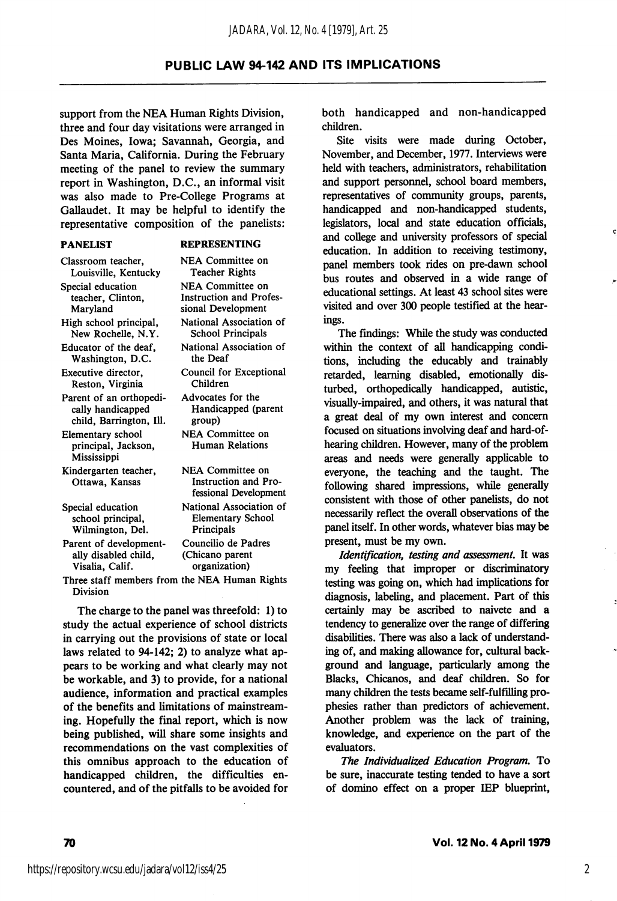support from the NEA Human Rights Division, three and four day visitations were arranged in Des Moines, Iowa; Savannah, Georgia, and Santa Maria, California. During the February meeting of the panel to review the summary report in Washington, D.C., an informal visit was also made to Pre-College Programs at Gallaudet. It may be helpful to identify the representative composition of the panelists:

| PANELIST | REPRESENTING |
|---|---|
| Classroom teacher, Louisville, Kentucky | NEA Committee on Teacher Rights |
| Special education teacher, Clinton, Maryland | NEA Committee on Instruction and Professional Development |
| High school principal, New Rochelle, N.Y. | National Association of School Principals |
| Educator of the deaf, Washington, D.C. | National Association of the Deaf |
| Executive director, Reston, Virginia | Council for Exceptional Children |
| Parent of an orthopedically handicapped child, Barrington, Ill. | Advocates for the Handicapped (parent group) |
| Elementary school principal, Jackson, Mississippi | NEA Committee on Human Relations |
| Kindergarten teacher, Ottawa, Kansas | NEA Committee on Instruction and Professional Development |
| Special education school principal, Wilmington, Del. | National Association of Elementary School Principals |
| Parent of developmentally disabled child, Visalia, Calif. | Councilio de Padres (Chicano parent organization) |

Three staff members from the NEA Human Rights Division

The charge to the panel was threefold: 1) to study the actual experience of school districts in carrying out the provisions of state or local laws related to 94-142; 2) to analyze what appears to be working and what clearly may not be workable, and 3) to provide, for a national audience, information and practical examples of the benefits and limitations of mainstreaming. Hopefully the final report, which is now being published, will share some insights and recommendations on the vast complexities of this omnibus approach to the education of handicapped children, the difficulties encountered, and of the pitfalls to be avoided for both handicapped and non-handicapped children.

Site visits were made during October, November, and December, 1977. Interviews were held with teachers, administrators, rehabilitation and support personnel, school board members, representatives of community groups, parents, handicapped and non-handicapped students, legislators, local and state education officials, and college and university professors of special education. In addition to receiving testimony, panel members took rides on pre-dawn school bus routes and observed in a wide range of educational settings. At least 43 school sites were visited and over 300 people testified at the hearings.

The findings: While the study was conducted within the context of all handicapping conditions, including the educably and trainably retarded, learning disabled, emotionally disturbed, orthopedically handicapped, autistic, visually-impaired, and others, it was natural that a great deal of my own interest and concern focused on situations involving deaf and hard-of-hearing children. However, many of the problem areas and needs were generally applicable to everyone, the teaching and the taught. The following shared impressions, while generally consistent with those of other panelists, do not necessarily reflect the overall observations of the panel itself. In other words, whatever bias may be present, must be my own.

*Identification, testing and assessment.* It was my feeling that improper or discriminatory testing was going on, which had implications for diagnosis, labeling, and placement. Part of this certainly may be ascribed to naivete and a tendency to generalize over the range of differing disabilities. There was also a lack of understanding of, and making allowance for, cultural background and language, particularly among the Blacks, Chicanos, and deaf children. So for many children the tests became self-fulfilling prophesies rather than predictors of achievement. Another problem was the lack of training, knowledge, and experience on the part of the evaluators.

*The Individualized Education Program.* To be sure, inaccurate testing tended to have a sort of domino effect on a proper IEP blueprint,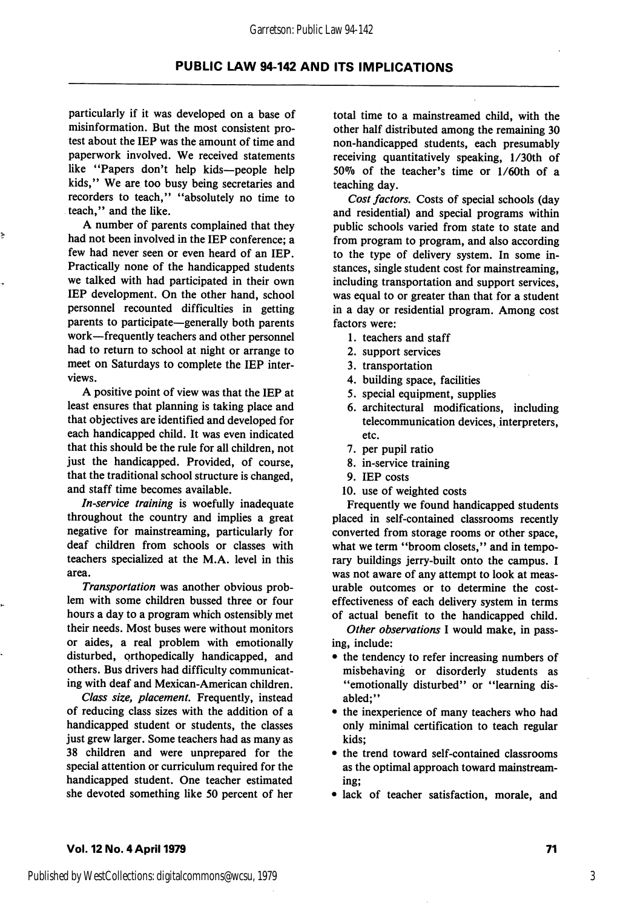particularly if it was developed on a base of misinformation. But the most consistent protest about the IEP was the amount of time and paperwork involved. We received statements like "Papers don't help kids—people help kids," We are too busy being secretaries and recorders to teach," "absolutely no time to teach," and the like.

A number of parents complained that they had not been involved in the IEP conference; a few had never seen or even heard of an IEP. Practically none of the handicapped students we talked with had participated in their own IEP development. On the other hand, school personnel recounted difficulties in getting parents to participate—generally both parents work—frequently teachers and other personnel had to return to school at night or arrange to meet on Saturdays to complete the IEP interviews.

A positive point of view was that the IEP at least ensures that planning is taking place and that objectives are identified and developed for each handicapped child. It was even indicated that this should be the rule for all children, not just the handicapped. Provided, of course, that the traditional school structure is changed, and staff time becomes available.

*In-service training* is woefully inadequate throughout the country and implies a great negative for mainstreaming, particularly for deaf children from schools or classes with teachers specialized at the M.A. level in this area.

*Transportation* was another obvious problem with some children bussed three or four hours a day to a program which ostensibly met their needs. Most buses were without monitors or aides, a real problem with emotionally disturbed, orthopedically handicapped, and others. Bus drivers had difficulty communicating with deaf and Mexican-American children.

*Class size, placement.* Frequently, instead of reducing class sizes with the addition of a handicapped student or students, the classes just grew larger. Some teachers had as many as 38 children and were unprepared for the special attention or curriculum required for the handicapped student. One teacher estimated she devoted something like 50 percent of her total time to a mainstreamed child, with the other half distributed among the remaining 30 non-handicapped students, each presumably receiving quantitatively speaking, 1/30th of 50% of the teacher's time or 1/60th of a teaching day.

*Cost factors.* Costs of special schools (day and residential) and special programs within public schools varied from state to state and from program to program, and also according to the type of delivery system. In some instances, single student cost for mainstreaming, including transportation and support services, was equal to or greater than that for a student in a day or residential program. Among cost factors were:

1. teachers and staff
2. support services
3. transportation
4. building space, facilities
5. special equipment, supplies
6. architectural modifications, including telecommunication devices, interpreters, etc.
7. per pupil ratio
8. in-service training
9. IEP costs
10. use of weighted costs

Frequently we found handicapped students placed in self-contained classrooms recently converted from storage rooms or other space, what we term "broom closets," and in temporary buildings jerry-built onto the campus. I was not aware of any attempt to look at measurable outcomes or to determine the cost-effectiveness of each delivery system in terms of actual benefit to the handicapped child.

*Other observations* I would make, in passing, include:

- the tendency to refer increasing numbers of misbehaving or disorderly students as "emotionally disturbed" or "learning disabled;"
- the inexperience of many teachers who had only minimal certification to teach regular kids;
- the trend toward self-contained classrooms as the optimal approach toward mainstreaming;
- lack of teacher satisfaction, morale, and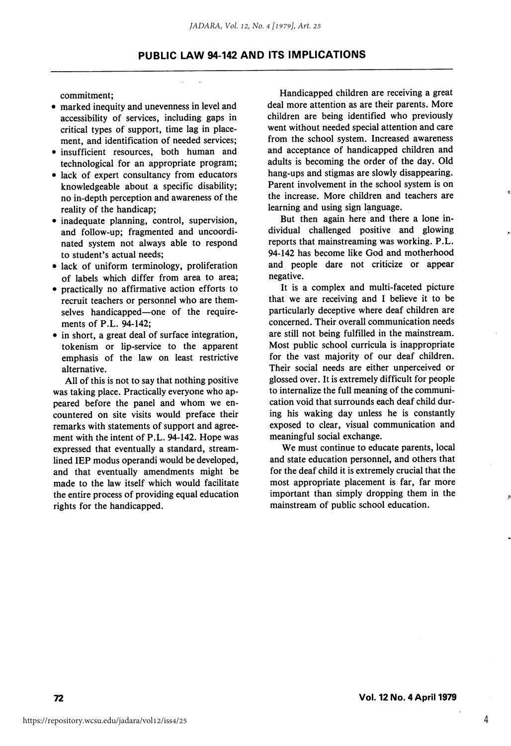commitment;

- marked inequity and unevenness in level and accessibility of services, including gaps in critical types of support, time lag in placement, and identification of needed services;
- insufficient resources, both human and technological for an appropriate program;
- lack of expert consultancy from educators knowledgeable about a specific disability; no in-depth perception and awareness of the reality of the handicap;
- inadequate planning, control, supervision, and follow-up; fragmented and uncoordinated system not always able to respond to student's actual needs;
- lack of uniform terminology, proliferation of labels which differ from area to area;
- practically no affirmative action efforts to recruit teachers or personnel who are themselves handicapped—one of the requirements of P.L. 94-142;
- in short, a great deal of surface integration, tokenism or lip-service to the apparent emphasis of the law on least restrictive alternative.

All of this is not to say that nothing positive was taking place. Practically everyone who appeared before the panel and whom we encountered on site visits would preface their remarks with statements of support and agreement with the intent of P.L. 94-142. Hope was expressed that eventually a standard, streamlined IEP modus operandi would be developed, and that eventually amendments might be made to the law itself which would facilitate the entire process of providing equal education rights for the handicapped.

Handicapped children are receiving a great deal more attention as are their parents. More children are being identified who previously went without needed special attention and care from the school system. Increased awareness and acceptance of handicapped children and adults is becoming the order of the day. Old hang-ups and stigmas are slowly disappearing. Parent involvement in the school system is on the increase. More children and teachers are learning and using sign language.

But then again here and there a lone individual challenged positive and glowing reports that mainstreaming was working. P.L. 94-142 has become like God and motherhood and people dare not criticize or appear negative.

It is a complex and multi-faceted picture that we are receiving and I believe it to be particularly deceptive where deaf children are concerned. Their overall communication needs are still not being fulfilled in the mainstream. Most public school curricula is inappropriate for the vast majority of our deaf children. Their social needs are either unperceived or glossed over. It is extremely difficult for people to internalize the full meaning of the communication void that surrounds each deaf child during his waking day unless he is constantly exposed to clear, visual communication and meaningful social exchange.

We must continue to educate parents, local and state education personnel, and others that for the deaf child it is extremely crucial that the most appropriate placement is far, far more important than simply dropping them in the mainstream of public school education.